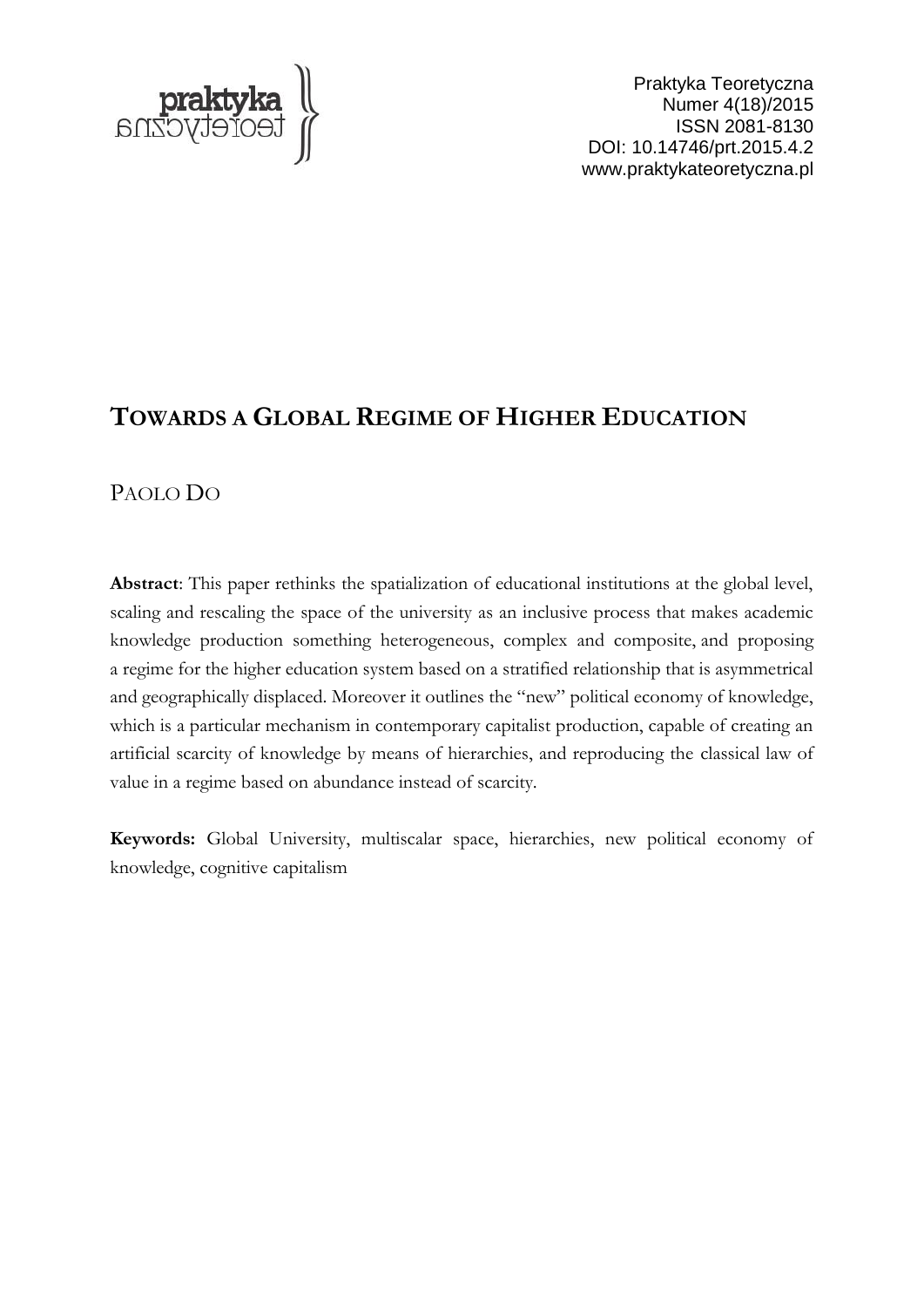Praktyka Teoretyczna
Numer 4(18)/2015
ISSN 2081-8130
DOI: 10.14746/prt.2015.4.2
www.praktykateoretyczna.pl

# TOWARDS A GLOBAL REGIME OF HIGHER EDUCATION

PAOLO DO

**Abstract**: This paper rethinks the spatialization of educational institutions at the global level, scaling and rescaling the space of the university as an inclusive process that makes academic knowledge production something heterogeneous, complex and composite, and proposing a regime for the higher education system based on a stratified relationship that is asymmetrical and geographically displaced. Moreover it outlines the "new" political economy of knowledge, which is a particular mechanism in contemporary capitalist production, capable of creating an artificial scarcity of knowledge by means of hierarchies, and reproducing the classical law of value in a regime based on abundance instead of scarcity.

**Keywords:** Global University, multiscalar space, hierarchies, new political economy of knowledge, cognitive capitalism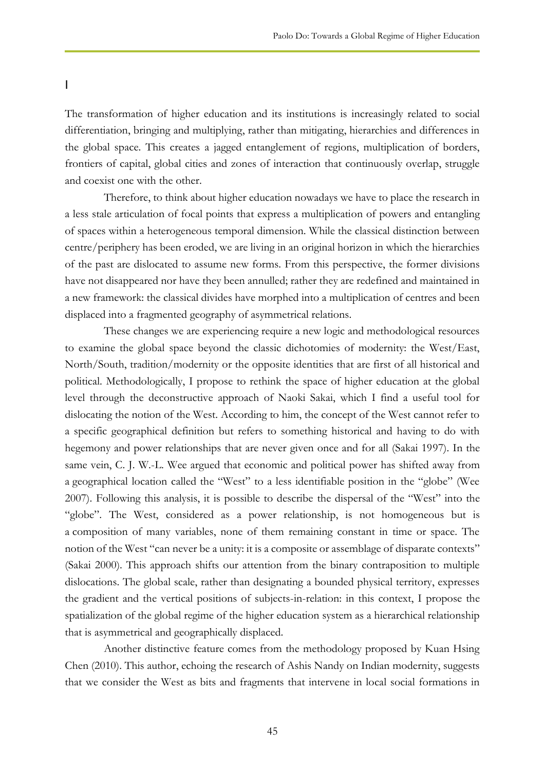# I

The transformation of higher education and its institutions is increasingly related to social differentiation, bringing and multiplying, rather than mitigating, hierarchies and differences in the global space. This creates a jagged entanglement of regions, multiplication of borders, frontiers of capital, global cities and zones of interaction that continuously overlap, struggle and coexist one with the other.

Therefore, to think about higher education nowadays we have to place the research in a less stale articulation of focal points that express a multiplication of powers and entangling of spaces within a heterogeneous temporal dimension. While the classical distinction between centre/periphery has been eroded, we are living in an original horizon in which the hierarchies of the past are dislocated to assume new forms. From this perspective, the former divisions have not disappeared nor have they been annulled; rather they are redefined and maintained in a new framework: the classical divides have morphed into a multiplication of centres and been displaced into a fragmented geography of asymmetrical relations.

These changes we are experiencing require a new logic and methodological resources to examine the global space beyond the classic dichotomies of modernity: the West/East, North/South, tradition/modernity or the opposite identities that are first of all historical and political. Methodologically, I propose to rethink the space of higher education at the global level through the deconstructive approach of Naoki Sakai, which I find a useful tool for dislocating the notion of the West. According to him, the concept of the West cannot refer to a specific geographical definition but refers to something historical and having to do with hegemony and power relationships that are never given once and for all (Sakai 1997). In the same vein, C. J. W.-L. Wee argued that economic and political power has shifted away from a geographical location called the "West" to a less identifiable position in the "globe" (Wee 2007). Following this analysis, it is possible to describe the dispersal of the "West" into the "globe". The West, considered as a power relationship, is not homogeneous but is a composition of many variables, none of them remaining constant in time or space. The notion of the West "can never be a unity: it is a composite or assemblage of disparate contexts" (Sakai 2000). This approach shifts our attention from the binary contraposition to multiple dislocations. The global scale, rather than designating a bounded physical territory, expresses the gradient and the vertical positions of subjects-in-relation: in this context, I propose the spatialization of the global regime of the higher education system as a hierarchical relationship that is asymmetrical and geographically displaced.

Another distinctive feature comes from the methodology proposed by Kuan Hsing Chen (2010). This author, echoing the research of Ashis Nandy on Indian modernity, suggests that we consider the West as bits and fragments that intervene in local social formations in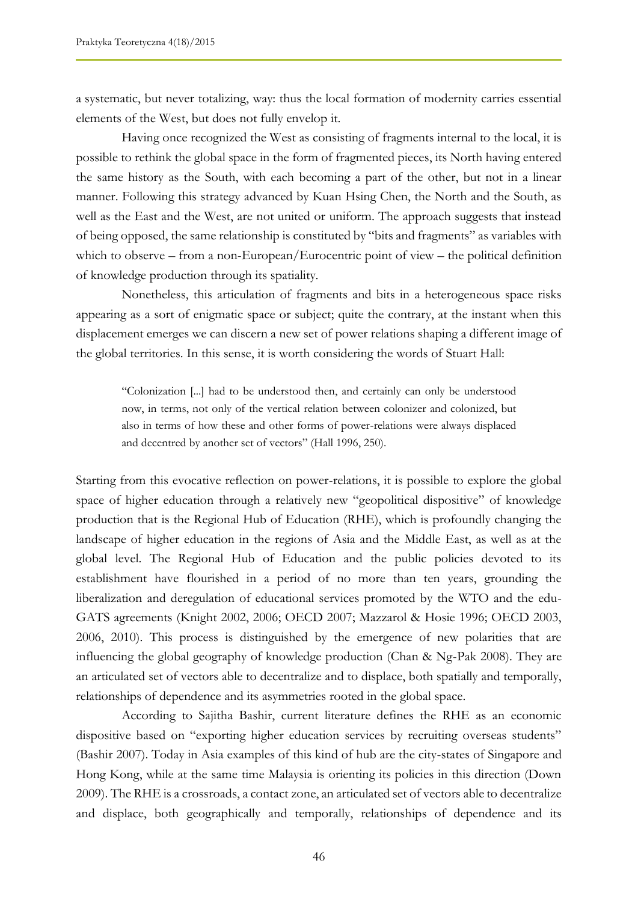a systematic, but never totalizing, way: thus the local formation of modernity carries essential elements of the West, but does not fully envelop it.

Having once recognized the West as consisting of fragments internal to the local, it is possible to rethink the global space in the form of fragmented pieces, its North having entered the same history as the South, with each becoming a part of the other, but not in a linear manner. Following this strategy advanced by Kuan Hsing Chen, the North and the South, as well as the East and the West, are not united or uniform. The approach suggests that instead of being opposed, the same relationship is constituted by "bits and fragments" as variables with which to observe – from a non-European/Eurocentric point of view – the political definition of knowledge production through its spatiality.

Nonetheless, this articulation of fragments and bits in a heterogeneous space risks appearing as a sort of enigmatic space or subject; quite the contrary, at the instant when this displacement emerges we can discern a new set of power relations shaping a different image of the global territories. In this sense, it is worth considering the words of Stuart Hall:

> "Colonization [...] had to be understood then, and certainly can only be understood now, in terms, not only of the vertical relation between colonizer and colonized, but also in terms of how these and other forms of power-relations were always displaced and decentred by another set of vectors" (Hall 1996, 250).

Starting from this evocative reflection on power-relations, it is possible to explore the global space of higher education through a relatively new "geopolitical dispositive" of knowledge production that is the Regional Hub of Education (RHE), which is profoundly changing the landscape of higher education in the regions of Asia and the Middle East, as well as at the global level. The Regional Hub of Education and the public policies devoted to its establishment have flourished in a period of no more than ten years, grounding the liberalization and deregulation of educational services promoted by the WTO and the edu-GATS agreements (Knight 2002, 2006; OECD 2007; Mazzarol & Hosie 1996; OECD 2003, 2006, 2010). This process is distinguished by the emergence of new polarities that are influencing the global geography of knowledge production (Chan & Ng-Pak 2008). They are an articulated set of vectors able to decentralize and to displace, both spatially and temporally, relationships of dependence and its asymmetries rooted in the global space.

According to Sajitha Bashir, current literature defines the RHE as an economic dispositive based on "exporting higher education services by recruiting overseas students" (Bashir 2007). Today in Asia examples of this kind of hub are the city-states of Singapore and Hong Kong, while at the same time Malaysia is orienting its policies in this direction (Down 2009). The RHE is a crossroads, a contact zone, an articulated set of vectors able to decentralize and displace, both geographically and temporally, relationships of dependence and its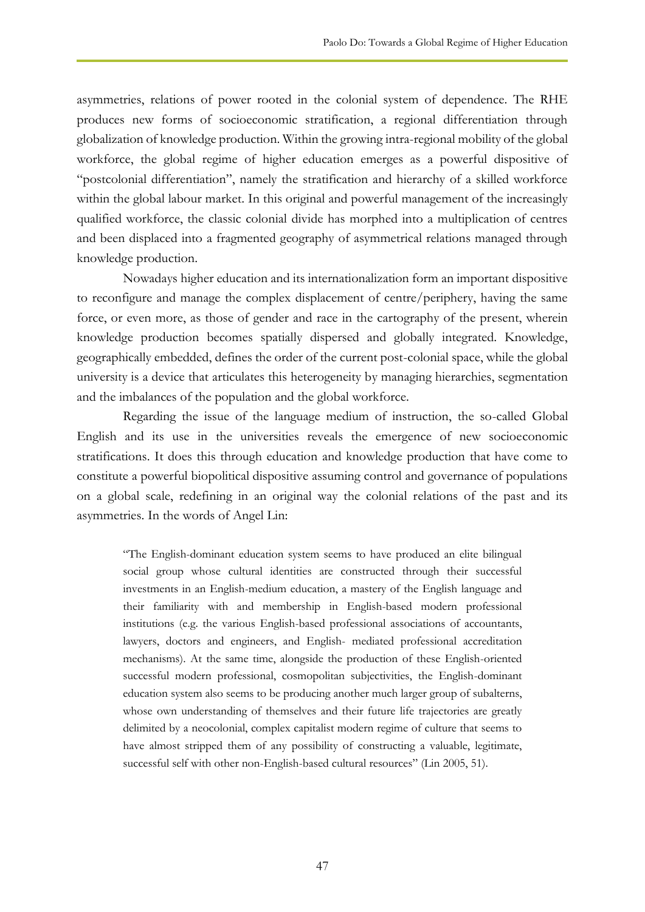asymmetries, relations of power rooted in the colonial system of dependence. The RHE produces new forms of socioeconomic stratification, a regional differentiation through globalization of knowledge production. Within the growing intra-regional mobility of the global workforce, the global regime of higher education emerges as a powerful dispositive of "postcolonial differentiation", namely the stratification and hierarchy of a skilled workforce within the global labour market. In this original and powerful management of the increasingly qualified workforce, the classic colonial divide has morphed into a multiplication of centres and been displaced into a fragmented geography of asymmetrical relations managed through knowledge production.

Nowadays higher education and its internationalization form an important dispositive to reconfigure and manage the complex displacement of centre/periphery, having the same force, or even more, as those of gender and race in the cartography of the present, wherein knowledge production becomes spatially dispersed and globally integrated. Knowledge, geographically embedded, defines the order of the current post-colonial space, while the global university is a device that articulates this heterogeneity by managing hierarchies, segmentation and the imbalances of the population and the global workforce.

Regarding the issue of the language medium of instruction, the so-called Global English and its use in the universities reveals the emergence of new socioeconomic stratifications. It does this through education and knowledge production that have come to constitute a powerful biopolitical dispositive assuming control and governance of populations on a global scale, redefining in an original way the colonial relations of the past and its asymmetries. In the words of Angel Lin:

> "The English-dominant education system seems to have produced an elite bilingual social group whose cultural identities are constructed through their successful investments in an English-medium education, a mastery of the English language and their familiarity with and membership in English-based modern professional institutions (e.g. the various English-based professional associations of accountants, lawyers, doctors and engineers, and English- mediated professional accreditation mechanisms). At the same time, alongside the production of these English-oriented successful modern professional, cosmopolitan subjectivities, the English-dominant education system also seems to be producing another much larger group of subalterns, whose own understanding of themselves and their future life trajectories are greatly delimited by a neocolonial, complex capitalist modern regime of culture that seems to have almost stripped them of any possibility of constructing a valuable, legitimate, successful self with other non-English-based cultural resources" (Lin 2005, 51).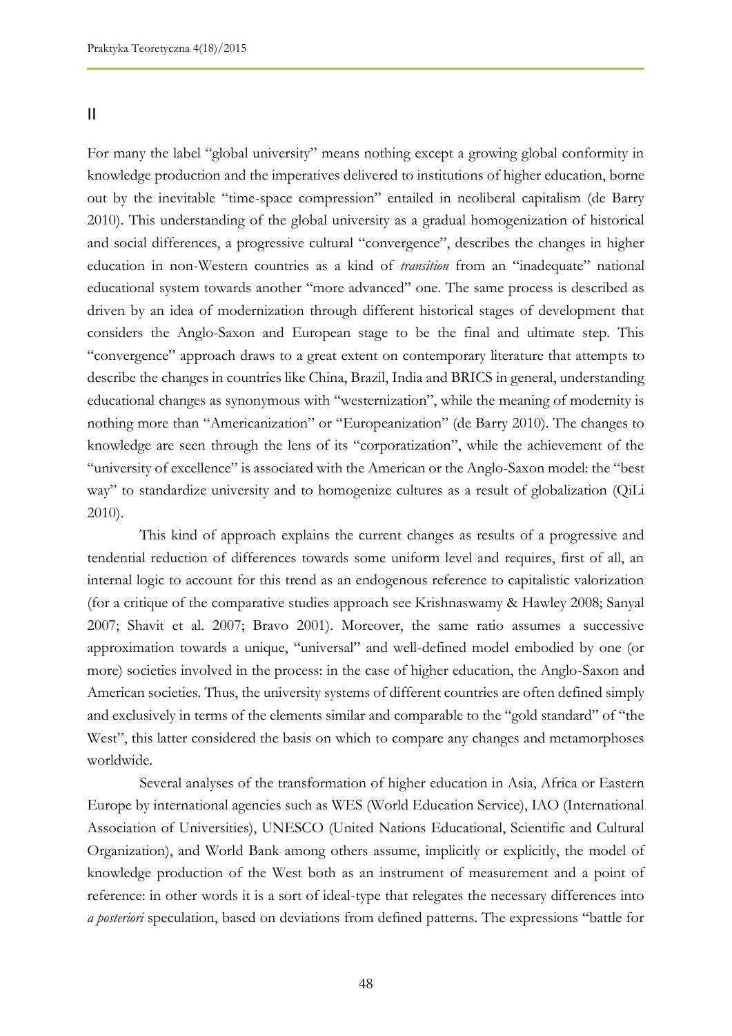## II

For many the label "global university" means nothing except a growing global conformity in knowledge production and the imperatives delivered to institutions of higher education, borne out by the inevitable "time-space compression" entailed in neoliberal capitalism (de Barry 2010). This understanding of the global university as a gradual homogenization of historical and social differences, a progressive cultural "convergence", describes the changes in higher education in non-Western countries as a kind of *transition* from an "inadequate" national educational system towards another "more advanced" one. The same process is described as driven by an idea of modernization through different historical stages of development that considers the Anglo-Saxon and European stage to be the final and ultimate step. This "convergence" approach draws to a great extent on contemporary literature that attempts to describe the changes in countries like China, Brazil, India and BRICS in general, understanding educational changes as synonymous with "westernization", while the meaning of modernity is nothing more than "Americanization" or "Europeanization" (de Barry 2010). The changes to knowledge are seen through the lens of its "corporatization", while the achievement of the "university of excellence" is associated with the American or the Anglo-Saxon model: the "best way" to standardize university and to homogenize cultures as a result of globalization (QiLi 2010).

This kind of approach explains the current changes as results of a progressive and tendential reduction of differences towards some uniform level and requires, first of all, an internal logic to account for this trend as an endogenous reference to capitalistic valorization (for a critique of the comparative studies approach see Krishnaswamy & Hawley 2008; Sanyal 2007; Shavit et al. 2007; Bravo 2001). Moreover, the same ratio assumes a successive approximation towards a unique, "universal" and well-defined model embodied by one (or more) societies involved in the process: in the case of higher education, the Anglo-Saxon and American societies. Thus, the university systems of different countries are often defined simply and exclusively in terms of the elements similar and comparable to the "gold standard" of "the West", this latter considered the basis on which to compare any changes and metamorphoses worldwide.

Several analyses of the transformation of higher education in Asia, Africa or Eastern Europe by international agencies such as WES (World Education Service), IAO (International Association of Universities), UNESCO (United Nations Educational, Scientific and Cultural Organization), and World Bank among others assume, implicitly or explicitly, the model of knowledge production of the West both as an instrument of measurement and a point of reference: in other words it is a sort of ideal-type that relegates the necessary differences into *a posteriori* speculation, based on deviations from defined patterns. The expressions "battle for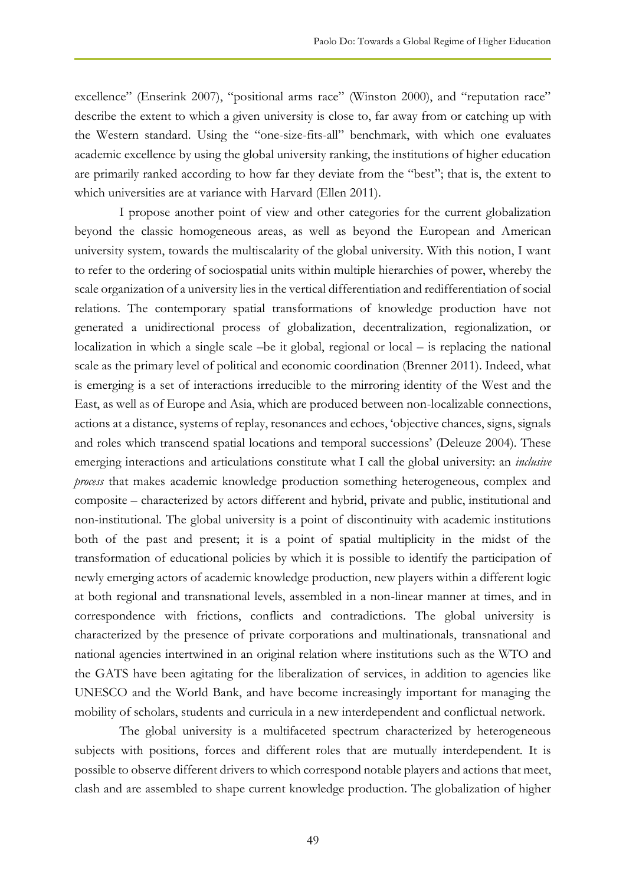excellence" (Enserink 2007), "positional arms race" (Winston 2000), and "reputation race" describe the extent to which a given university is close to, far away from or catching up with the Western standard. Using the "one-size-fits-all" benchmark, with which one evaluates academic excellence by using the global university ranking, the institutions of higher education are primarily ranked according to how far they deviate from the "best"; that is, the extent to which universities are at variance with Harvard (Ellen 2011).

I propose another point of view and other categories for the current globalization beyond the classic homogeneous areas, as well as beyond the European and American university system, towards the multiscalarity of the global university. With this notion, I want to refer to the ordering of sociospatial units within multiple hierarchies of power, whereby the scale organization of a university lies in the vertical differentiation and redifferentiation of social relations. The contemporary spatial transformations of knowledge production have not generated a unidirectional process of globalization, decentralization, regionalization, or localization in which a single scale –be it global, regional or local – is replacing the national scale as the primary level of political and economic coordination (Brenner 2011). Indeed, what is emerging is a set of interactions irreducible to the mirroring identity of the West and the East, as well as of Europe and Asia, which are produced between non-localizable connections, actions at a distance, systems of replay, resonances and echoes, 'objective chances, signs, signals and roles which transcend spatial locations and temporal successions' (Deleuze 2004). These emerging interactions and articulations constitute what I call the global university: an *inclusive process* that makes academic knowledge production something heterogeneous, complex and composite – characterized by actors different and hybrid, private and public, institutional and non-institutional. The global university is a point of discontinuity with academic institutions both of the past and present; it is a point of spatial multiplicity in the midst of the transformation of educational policies by which it is possible to identify the participation of newly emerging actors of academic knowledge production, new players within a different logic at both regional and transnational levels, assembled in a non-linear manner at times, and in correspondence with frictions, conflicts and contradictions. The global university is characterized by the presence of private corporations and multinationals, transnational and national agencies intertwined in an original relation where institutions such as the WTO and the GATS have been agitating for the liberalization of services, in addition to agencies like UNESCO and the World Bank, and have become increasingly important for managing the mobility of scholars, students and curricula in a new interdependent and conflictual network.

The global university is a multifaceted spectrum characterized by heterogeneous subjects with positions, forces and different roles that are mutually interdependent. It is possible to observe different drivers to which correspond notable players and actions that meet, clash and are assembled to shape current knowledge production. The globalization of higher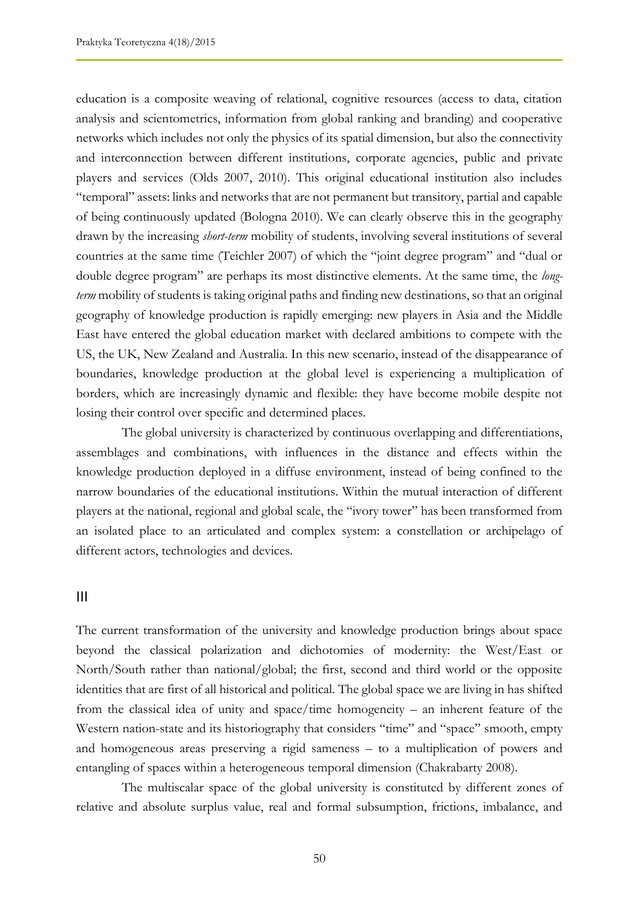education is a composite weaving of relational, cognitive resources (access to data, citation analysis and scientometrics, information from global ranking and branding) and cooperative networks which includes not only the physics of its spatial dimension, but also the connectivity and interconnection between different institutions, corporate agencies, public and private players and services (Olds 2007, 2010). This original educational institution also includes "temporal" assets: links and networks that are not permanent but transitory, partial and capable of being continuously updated (Bologna 2010). We can clearly observe this in the geography drawn by the increasing *short-term* mobility of students, involving several institutions of several countries at the same time (Teichler 2007) of which the "joint degree program" and "dual or double degree program" are perhaps its most distinctive elements. At the same time, the *long-term* mobility of students is taking original paths and finding new destinations, so that an original geography of knowledge production is rapidly emerging: new players in Asia and the Middle East have entered the global education market with declared ambitions to compete with the US, the UK, New Zealand and Australia. In this new scenario, instead of the disappearance of boundaries, knowledge production at the global level is experiencing a multiplication of borders, which are increasingly dynamic and flexible: they have become mobile despite not losing their control over specific and determined places.

The global university is characterized by continuous overlapping and differentiations, assemblages and combinations, with influences in the distance and effects within the knowledge production deployed in a diffuse environment, instead of being confined to the narrow boundaries of the educational institutions. Within the mutual interaction of different players at the national, regional and global scale, the "ivory tower" has been transformed from an isolated place to an articulated and complex system: a constellation or archipelago of different actors, technologies and devices.

## III

The current transformation of the university and knowledge production brings about space beyond the classical polarization and dichotomies of modernity: the West/East or North/South rather than national/global; the first, second and third world or the opposite identities that are first of all historical and political. The global space we are living in has shifted from the classical idea of unity and space/time homogeneity – an inherent feature of the Western nation-state and its historiography that considers "time" and "space" smooth, empty and homogeneous areas preserving a rigid sameness – to a multiplication of powers and entangling of spaces within a heterogeneous temporal dimension (Chakrabarty 2008).

The multiscalar space of the global university is constituted by different zones of relative and absolute surplus value, real and formal subsumption, frictions, imbalance, and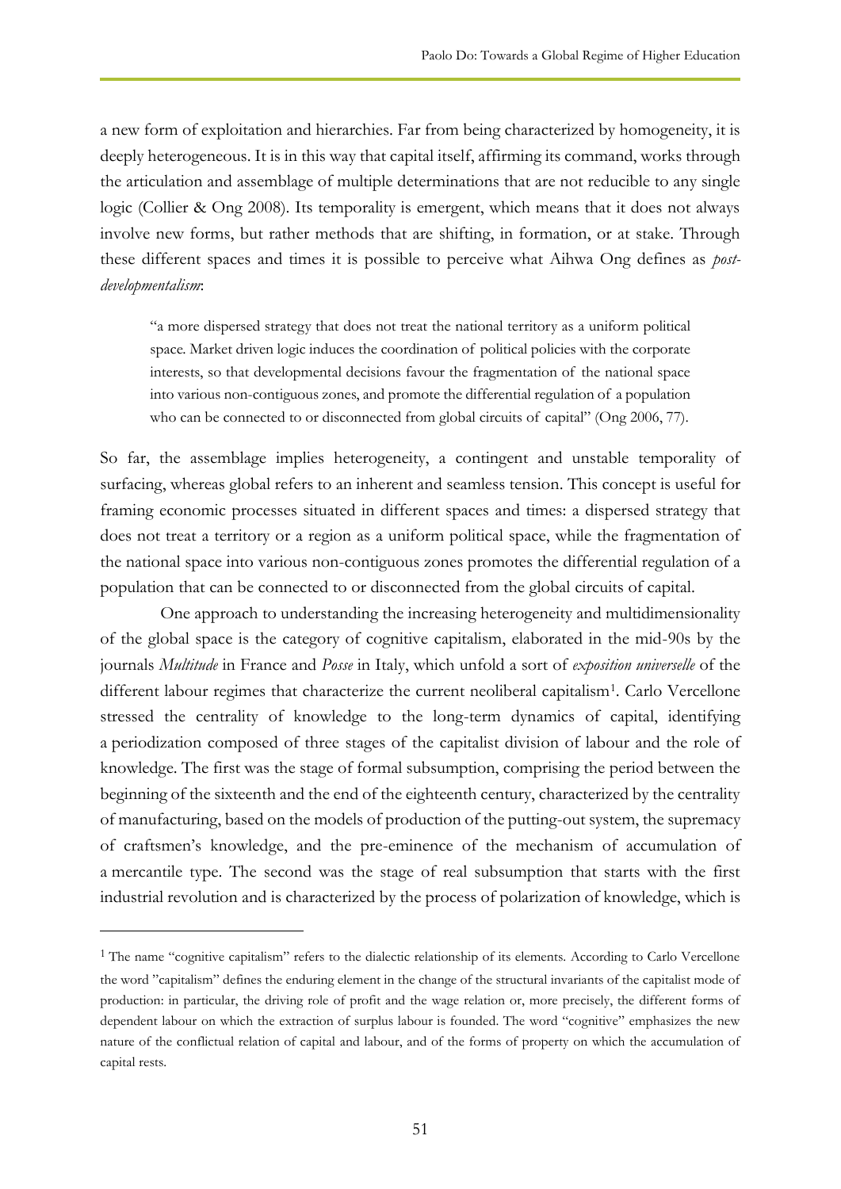a new form of exploitation and hierarchies. Far from being characterized by homogeneity, it is deeply heterogeneous. It is in this way that capital itself, affirming its command, works through the articulation and assemblage of multiple determinations that are not reducible to any single logic (Collier & Ong 2008). Its temporality is emergent, which means that it does not always involve new forms, but rather methods that are shifting, in formation, or at stake. Through these different spaces and times it is possible to perceive what Aihwa Ong defines as *post-developmentalism*:

> "a more dispersed strategy that does not treat the national territory as a uniform political space. Market driven logic induces the coordination of political policies with the corporate interests, so that developmental decisions favour the fragmentation of the national space into various non-contiguous zones, and promote the differential regulation of a population who can be connected to or disconnected from global circuits of capital" (Ong 2006, 77).

So far, the assemblage implies heterogeneity, a contingent and unstable temporality of surfacing, whereas global refers to an inherent and seamless tension. This concept is useful for framing economic processes situated in different spaces and times: a dispersed strategy that does not treat a territory or a region as a uniform political space, while the fragmentation of the national space into various non-contiguous zones promotes the differential regulation of a population that can be connected to or disconnected from the global circuits of capital.

One approach to understanding the increasing heterogeneity and multidimensionality of the global space is the category of cognitive capitalism, elaborated in the mid-90s by the journals *Multitude* in France and *Posse* in Italy, which unfold a sort of *exposition universelle* of the different labour regimes that characterize the current neoliberal capitalism[1]. Carlo Vercellone stressed the centrality of knowledge to the long-term dynamics of capital, identifying a periodization composed of three stages of the capitalist division of labour and the role of knowledge. The first was the stage of formal subsumption, comprising the period between the beginning of the sixteenth and the end of the eighteenth century, characterized by the centrality of manufacturing, based on the models of production of the putting-out system, the supremacy of craftsmen's knowledge, and the pre-eminence of the mechanism of accumulation of a mercantile type. The second was the stage of real subsumption that starts with the first industrial revolution and is characterized by the process of polarization of knowledge, which is

[1] The name "cognitive capitalism" refers to the dialectic relationship of its elements. According to Carlo Vercellone the word "capitalism" defines the enduring element in the change of the structural invariants of the capitalist mode of production: in particular, the driving role of profit and the wage relation or, more precisely, the different forms of dependent labour on which the extraction of surplus labour is founded. The word "cognitive" emphasizes the new nature of the conflictual relation of capital and labour, and of the forms of property on which the accumulation of capital rests.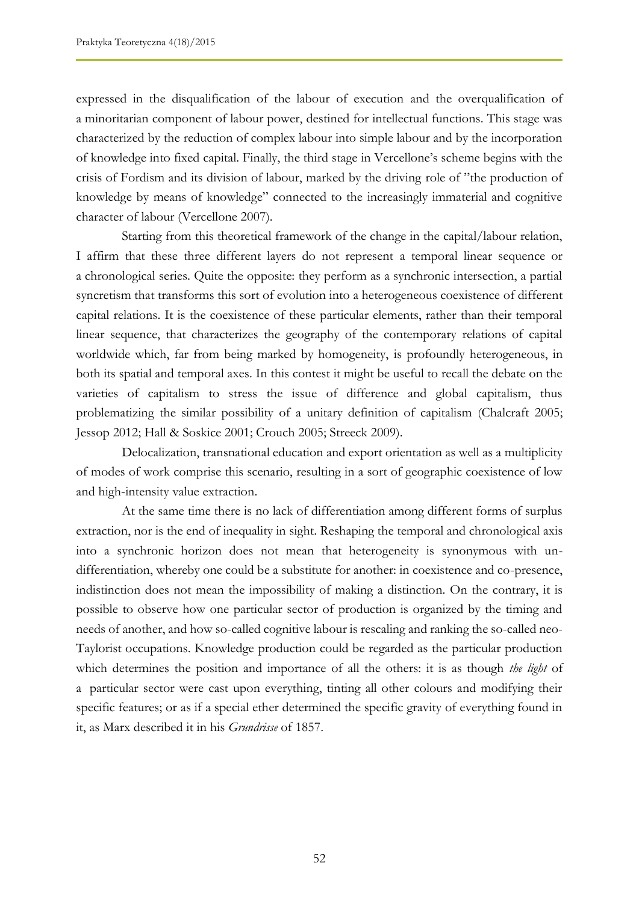expressed in the disqualification of the labour of execution and the overqualification of a minoritarian component of labour power, destined for intellectual functions. This stage was characterized by the reduction of complex labour into simple labour and by the incorporation of knowledge into fixed capital. Finally, the third stage in Vercellone's scheme begins with the crisis of Fordism and its division of labour, marked by the driving role of "the production of knowledge by means of knowledge" connected to the increasingly immaterial and cognitive character of labour (Vercellone 2007).

Starting from this theoretical framework of the change in the capital/labour relation, I affirm that these three different layers do not represent a temporal linear sequence or a chronological series. Quite the opposite: they perform as a synchronic intersection, a partial syncretism that transforms this sort of evolution into a heterogeneous coexistence of different capital relations. It is the coexistence of these particular elements, rather than their temporal linear sequence, that characterizes the geography of the contemporary relations of capital worldwide which, far from being marked by homogeneity, is profoundly heterogeneous, in both its spatial and temporal axes. In this contest it might be useful to recall the debate on the varieties of capitalism to stress the issue of difference and global capitalism, thus problematizing the similar possibility of a unitary definition of capitalism (Chalcraft 2005; Jessop 2012; Hall & Soskice 2001; Crouch 2005; Streeck 2009).

Delocalization, transnational education and export orientation as well as a multiplicity of modes of work comprise this scenario, resulting in a sort of geographic coexistence of low and high-intensity value extraction.

At the same time there is no lack of differentiation among different forms of surplus extraction, nor is the end of inequality in sight. Reshaping the temporal and chronological axis into a synchronic horizon does not mean that heterogeneity is synonymous with un-differentiation, whereby one could be a substitute for another: in coexistence and co-presence, indistinction does not mean the impossibility of making a distinction. On the contrary, it is possible to observe how one particular sector of production is organized by the timing and needs of another, and how so-called cognitive labour is rescaling and ranking the so-called neo-Taylorist occupations. Knowledge production could be regarded as the particular production which determines the position and importance of all the others: it is as though *the light* of a particular sector were cast upon everything, tinting all other colours and modifying their specific features; or as if a special ether determined the specific gravity of everything found in it, as Marx described it in his *Grundrisse* of 1857.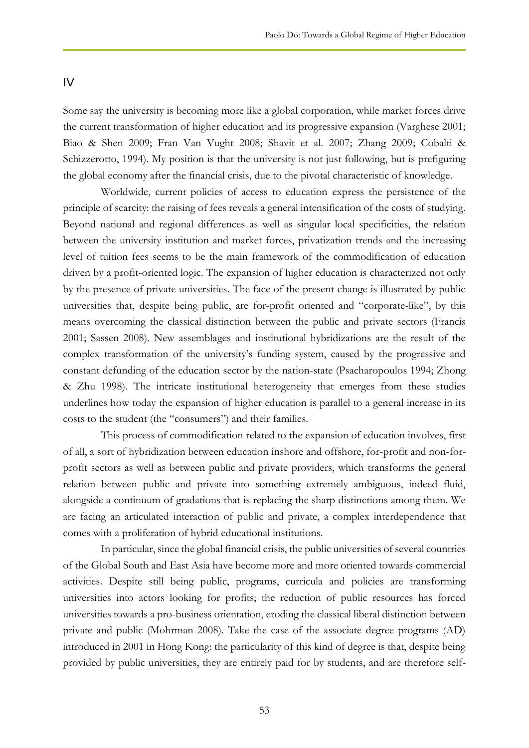## IV

Some say the university is becoming more like a global corporation, while market forces drive the current transformation of higher education and its progressive expansion (Varghese 2001; Biao & Shen 2009; Fran Van Vught 2008; Shavit et al. 2007; Zhang 2009; Cobalti & Schizzerotto, 1994). My position is that the university is not just following, but is prefiguring the global economy after the financial crisis, due to the pivotal characteristic of knowledge.

Worldwide, current policies of access to education express the persistence of the principle of scarcity: the raising of fees reveals a general intensification of the costs of studying. Beyond national and regional differences as well as singular local specificities, the relation between the university institution and market forces, privatization trends and the increasing level of tuition fees seems to be the main framework of the commodification of education driven by a profit-oriented logic. The expansion of higher education is characterized not only by the presence of private universities. The face of the present change is illustrated by public universities that, despite being public, are for-profit oriented and "corporate-like", by this means overcoming the classical distinction between the public and private sectors (Francis 2001; Sassen 2008). New assemblages and institutional hybridizations are the result of the complex transformation of the university's funding system, caused by the progressive and constant defunding of the education sector by the nation-state (Psacharopoulos 1994; Zhong & Zhu 1998). The intricate institutional heterogeneity that emerges from these studies underlines how today the expansion of higher education is parallel to a general increase in its costs to the student (the "consumers") and their families.

This process of commodification related to the expansion of education involves, first of all, a sort of hybridization between education inshore and offshore, for-profit and non-for-profit sectors as well as between public and private providers, which transforms the general relation between public and private into something extremely ambiguous, indeed fluid, alongside a continuum of gradations that is replacing the sharp distinctions among them. We are facing an articulated interaction of public and private, a complex interdependence that comes with a proliferation of hybrid educational institutions.

In particular, since the global financial crisis, the public universities of several countries of the Global South and East Asia have become more and more oriented towards commercial activities. Despite still being public, programs, curricula and policies are transforming universities into actors looking for profits; the reduction of public resources has forced universities towards a pro-business orientation, eroding the classical liberal distinction between private and public (Mohrman 2008). Take the case of the associate degree programs (AD) introduced in 2001 in Hong Kong: the particularity of this kind of degree is that, despite being provided by public universities, they are entirely paid for by students, and are therefore self-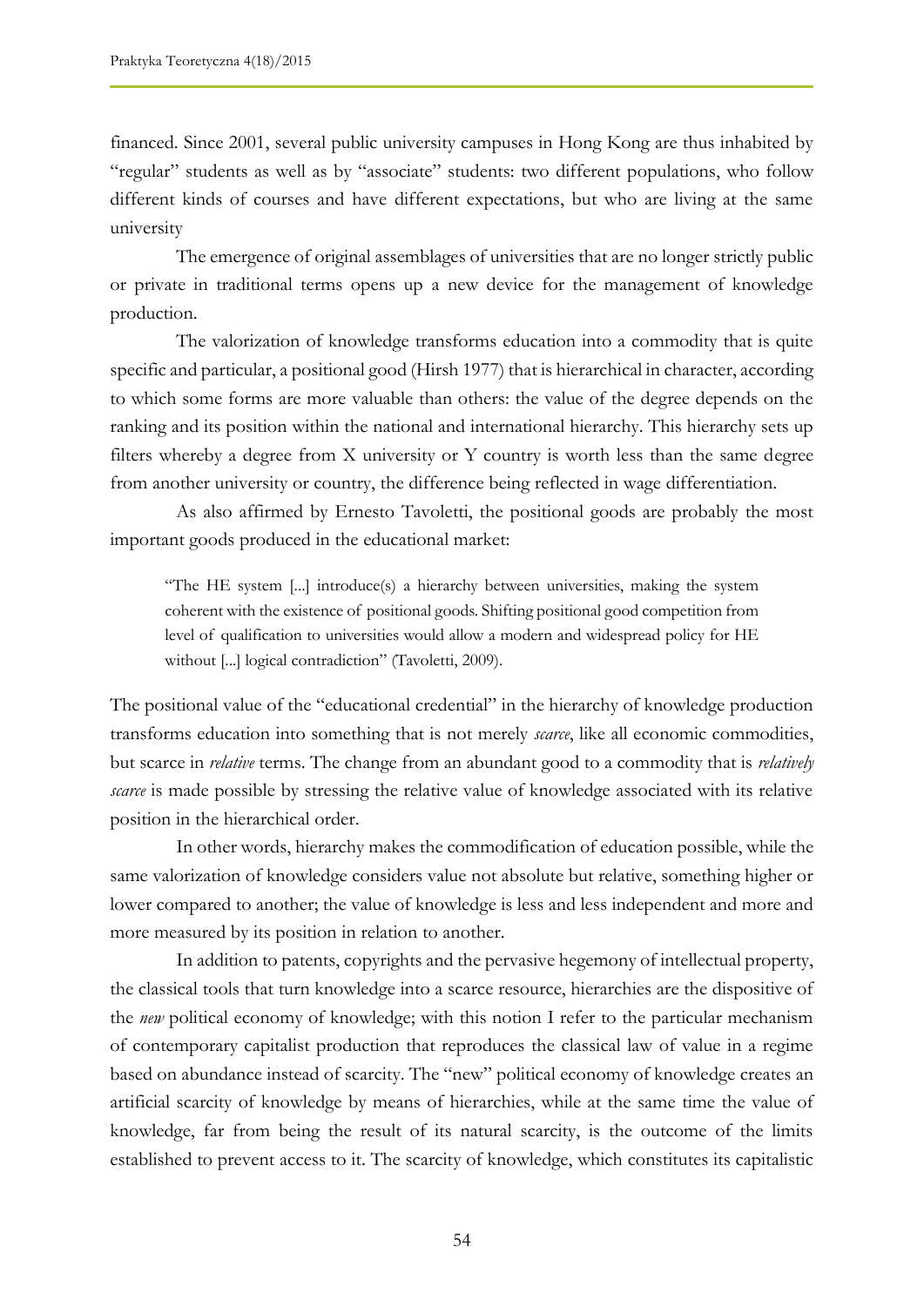financed. Since 2001, several public university campuses in Hong Kong are thus inhabited by "regular" students as well as by "associate" students: two different populations, who follow different kinds of courses and have different expectations, but who are living at the same university

The emergence of original assemblages of universities that are no longer strictly public or private in traditional terms opens up a new device for the management of knowledge production.

The valorization of knowledge transforms education into a commodity that is quite specific and particular, a positional good (Hirsh 1977) that is hierarchical in character, according to which some forms are more valuable than others: the value of the degree depends on the ranking and its position within the national and international hierarchy. This hierarchy sets up filters whereby a degree from X university or Y country is worth less than the same degree from another university or country, the difference being reflected in wage differentiation.

As also affirmed by Ernesto Tavoletti, the positional goods are probably the most important goods produced in the educational market:

> "The HE system [...] introduce(s) a hierarchy between universities, making the system coherent with the existence of positional goods. Shifting positional good competition from level of qualification to universities would allow a modern and widespread policy for HE without [...] logical contradiction" (Tavoletti, 2009).

The positional value of the "educational credential" in the hierarchy of knowledge production transforms education into something that is not merely *scarce*, like all economic commodities, but scarce in *relative* terms. The change from an abundant good to a commodity that is *relatively scarce* is made possible by stressing the relative value of knowledge associated with its relative position in the hierarchical order.

In other words, hierarchy makes the commodification of education possible, while the same valorization of knowledge considers value not absolute but relative, something higher or lower compared to another; the value of knowledge is less and less independent and more and more measured by its position in relation to another.

In addition to patents, copyrights and the pervasive hegemony of intellectual property, the classical tools that turn knowledge into a scarce resource, hierarchies are the dispositive of the *new* political economy of knowledge; with this notion I refer to the particular mechanism of contemporary capitalist production that reproduces the classical law of value in a regime based on abundance instead of scarcity. The "new" political economy of knowledge creates an artificial scarcity of knowledge by means of hierarchies, while at the same time the value of knowledge, far from being the result of its natural scarcity, is the outcome of the limits established to prevent access to it. The scarcity of knowledge, which constitutes its capitalistic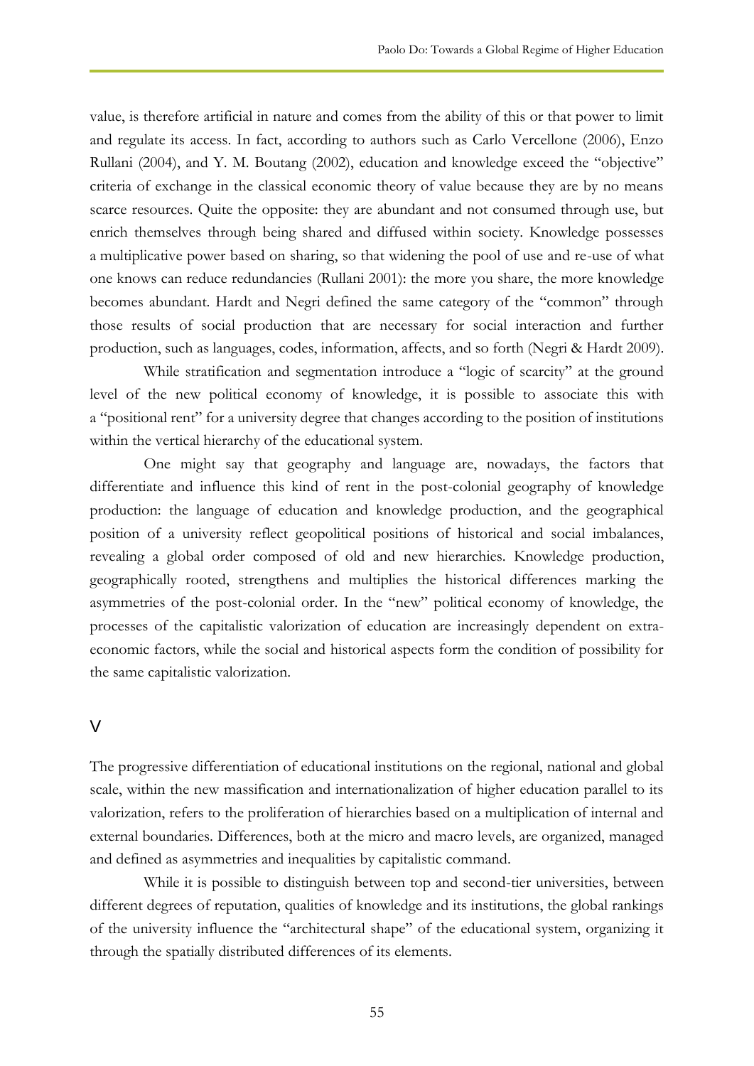value, is therefore artificial in nature and comes from the ability of this or that power to limit and regulate its access. In fact, according to authors such as Carlo Vercellone (2006), Enzo Rullani (2004), and Y. M. Boutang (2002), education and knowledge exceed the "objective" criteria of exchange in the classical economic theory of value because they are by no means scarce resources. Quite the opposite: they are abundant and not consumed through use, but enrich themselves through being shared and diffused within society. Knowledge possesses a multiplicative power based on sharing, so that widening the pool of use and re-use of what one knows can reduce redundancies (Rullani 2001): the more you share, the more knowledge becomes abundant. Hardt and Negri defined the same category of the "common" through those results of social production that are necessary for social interaction and further production, such as languages, codes, information, affects, and so forth (Negri & Hardt 2009).

While stratification and segmentation introduce a "logic of scarcity" at the ground level of the new political economy of knowledge, it is possible to associate this with a "positional rent" for a university degree that changes according to the position of institutions within the vertical hierarchy of the educational system.

One might say that geography and language are, nowadays, the factors that differentiate and influence this kind of rent in the post-colonial geography of knowledge production: the language of education and knowledge production, and the geographical position of a university reflect geopolitical positions of historical and social imbalances, revealing a global order composed of old and new hierarchies. Knowledge production, geographically rooted, strengthens and multiplies the historical differences marking the asymmetries of the post-colonial order. In the "new" political economy of knowledge, the processes of the capitalistic valorization of education are increasingly dependent on extra-economic factors, while the social and historical aspects form the condition of possibility for the same capitalistic valorization.

## V

The progressive differentiation of educational institutions on the regional, national and global scale, within the new massification and internationalization of higher education parallel to its valorization, refers to the proliferation of hierarchies based on a multiplication of internal and external boundaries. Differences, both at the micro and macro levels, are organized, managed and defined as asymmetries and inequalities by capitalistic command.

While it is possible to distinguish between top and second-tier universities, between different degrees of reputation, qualities of knowledge and its institutions, the global rankings of the university influence the "architectural shape" of the educational system, organizing it through the spatially distributed differences of its elements.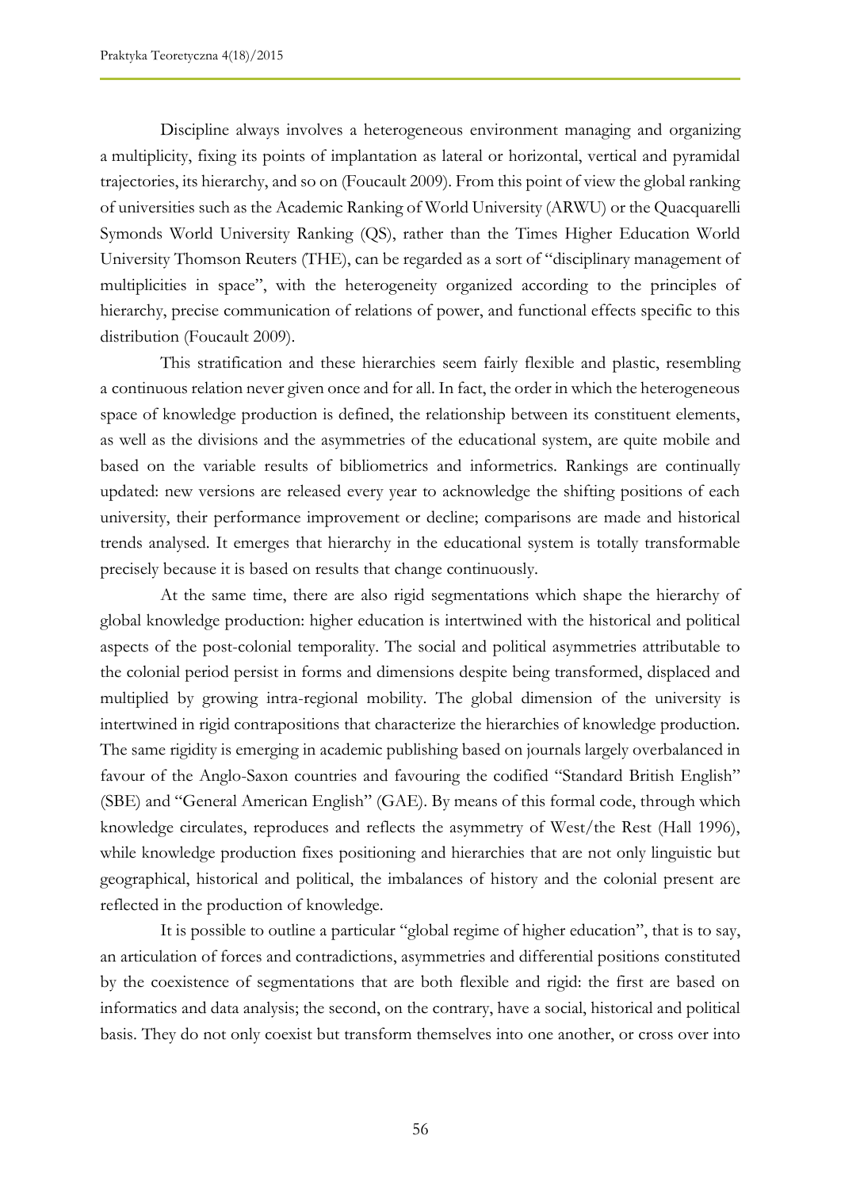Discipline always involves a heterogeneous environment managing and organizing a multiplicity, fixing its points of implantation as lateral or horizontal, vertical and pyramidal trajectories, its hierarchy, and so on (Foucault 2009). From this point of view the global ranking of universities such as the Academic Ranking of World University (ARWU) or the Quacquarelli Symonds World University Ranking (QS), rather than the Times Higher Education World University Thomson Reuters (THE), can be regarded as a sort of "disciplinary management of multiplicities in space", with the heterogeneity organized according to the principles of hierarchy, precise communication of relations of power, and functional effects specific to this distribution (Foucault 2009).

This stratification and these hierarchies seem fairly flexible and plastic, resembling a continuous relation never given once and for all. In fact, the order in which the heterogeneous space of knowledge production is defined, the relationship between its constituent elements, as well as the divisions and the asymmetries of the educational system, are quite mobile and based on the variable results of bibliometrics and informetrics. Rankings are continually updated: new versions are released every year to acknowledge the shifting positions of each university, their performance improvement or decline; comparisons are made and historical trends analysed. It emerges that hierarchy in the educational system is totally transformable precisely because it is based on results that change continuously.

At the same time, there are also rigid segmentations which shape the hierarchy of global knowledge production: higher education is intertwined with the historical and political aspects of the post-colonial temporality. The social and political asymmetries attributable to the colonial period persist in forms and dimensions despite being transformed, displaced and multiplied by growing intra-regional mobility. The global dimension of the university is intertwined in rigid contrapositions that characterize the hierarchies of knowledge production. The same rigidity is emerging in academic publishing based on journals largely overbalanced in favour of the Anglo-Saxon countries and favouring the codified "Standard British English" (SBE) and "General American English" (GAE). By means of this formal code, through which knowledge circulates, reproduces and reflects the asymmetry of West/the Rest (Hall 1996), while knowledge production fixes positioning and hierarchies that are not only linguistic but geographical, historical and political, the imbalances of history and the colonial present are reflected in the production of knowledge.

It is possible to outline a particular "global regime of higher education", that is to say, an articulation of forces and contradictions, asymmetries and differential positions constituted by the coexistence of segmentations that are both flexible and rigid: the first are based on informatics and data analysis; the second, on the contrary, have a social, historical and political basis. They do not only coexist but transform themselves into one another, or cross over into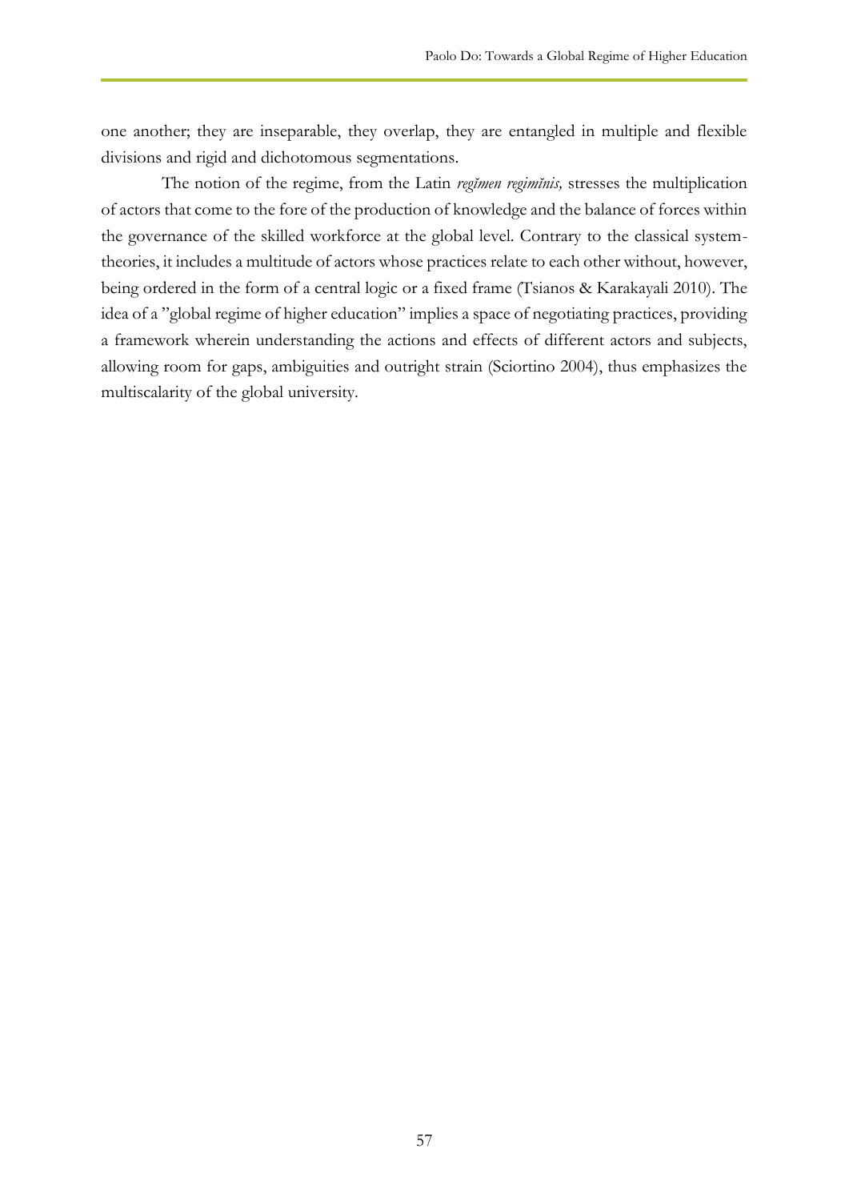one another; they are inseparable, they overlap, they are entangled in multiple and flexible divisions and rigid and dichotomous segmentations.

The notion of the regime, from the Latin *regĭmen regimĭnis,* stresses the multiplication of actors that come to the fore of the production of knowledge and the balance of forces within the governance of the skilled workforce at the global level. Contrary to the classical system-theories, it includes a multitude of actors whose practices relate to each other without, however, being ordered in the form of a central logic or a fixed frame (Tsianos & Karakayali 2010). The idea of a "global regime of higher education" implies a space of negotiating practices, providing a framework wherein understanding the actions and effects of different actors and subjects, allowing room for gaps, ambiguities and outright strain (Sciortino 2004), thus emphasizes the multiscalarity of the global university.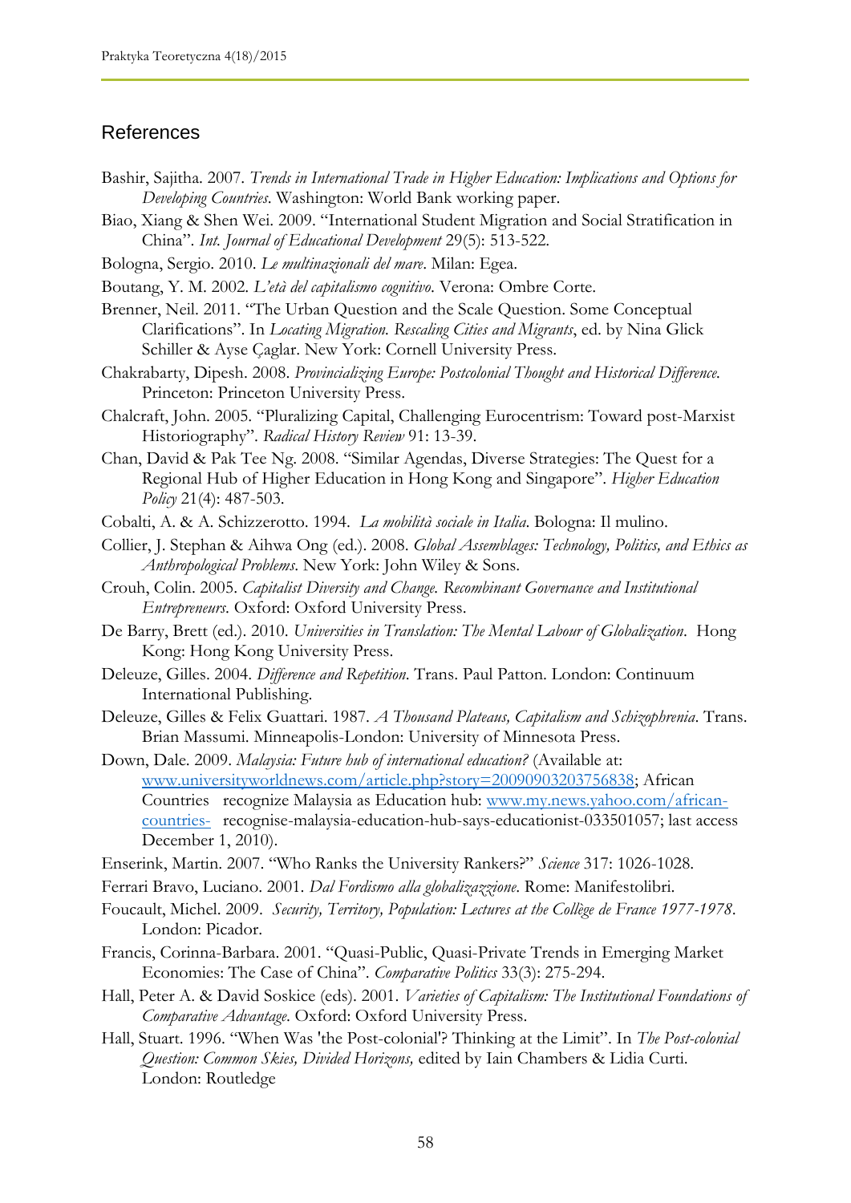## References

Bashir, Sajitha. 2007. *Trends in International Trade in Higher Education: Implications and Options for Developing Countries*. Washington: World Bank working paper.

Biao, Xiang & Shen Wei. 2009. "International Student Migration and Social Stratification in China". *Int. Journal of Educational Development* 29(5): 513-522.

Bologna, Sergio. 2010. *Le multinazionali del mare*. Milan: Egea.

Boutang, Y. M. 2002. *L'età del capitalismo cognitivo*. Verona: Ombre Corte.

Brenner, Neil. 2011. "The Urban Question and the Scale Question. Some Conceptual Clarifications". In *Locating Migration. Rescaling Cities and Migrants*, ed. by Nina Glick Schiller & Ayse Çaglar. New York: Cornell University Press.

Chakrabarty, Dipesh. 2008. *Provincializing Europe: Postcolonial Thought and Historical Difference*. Princeton: Princeton University Press.

Chalcraft, John. 2005. "Pluralizing Capital, Challenging Eurocentrism: Toward post-Marxist Historiography". *Radical History Review* 91: 13-39.

Chan, David & Pak Tee Ng. 2008. "Similar Agendas, Diverse Strategies: The Quest for a Regional Hub of Higher Education in Hong Kong and Singapore". *Higher Education Policy* 21(4): 487-503.

Cobalti, A. & A. Schizzerotto. 1994. *La mobilità sociale in Italia*. Bologna: Il mulino.

Collier, J. Stephan & Aihwa Ong (ed.). 2008. *Global Assemblages: Technology, Politics, and Ethics as Anthropological Problems*. New York: John Wiley & Sons.

Crouh, Colin. 2005. *Capitalist Diversity and Change. Recombinant Governance and Institutional Entrepreneurs*. Oxford: Oxford University Press.

De Barry, Brett (ed.). 2010. *Universities in Translation: The Mental Labour of Globalization*. Hong Kong: Hong Kong University Press.

Deleuze, Gilles. 2004. *Difference and Repetition*. Trans. Paul Patton. London: Continuum International Publishing.

Deleuze, Gilles & Felix Guattari. 1987. *A Thousand Plateaus, Capitalism and Schizophrenia*. Trans. Brian Massumi. Minneapolis-London: University of Minnesota Press.

Down, Dale. 2009. *Malaysia: Future hub of international education?* (Available at: www.universityworldnews.com/article.php?story=20090903203756838; African Countries recognize Malaysia as Education hub: www.my.news.yahoo.com/african-countries- recognise-malaysia-education-hub-says-educationist-033501057; last access December 1, 2010).

Enserink, Martin. 2007. "Who Ranks the University Rankers?" *Science* 317: 1026-1028.

Ferrari Bravo, Luciano. 2001. *Dal Fordismo alla globalizazzione*. Rome: Manifestolibri.

Foucault, Michel. 2009. *Security, Territory, Population: Lectures at the Collège de France 1977-1978*. London: Picador.

Francis, Corinna-Barbara. 2001. "Quasi-Public, Quasi-Private Trends in Emerging Market Economies: The Case of China". *Comparative Politics* 33(3): 275-294.

Hall, Peter A. & David Soskice (eds). 2001. *Varieties of Capitalism: The Institutional Foundations of Comparative Advantage*. Oxford: Oxford University Press.

Hall, Stuart. 1996. "When Was 'the Post-colonial'? Thinking at the Limit". In *The Post-colonial Question: Common Skies, Divided Horizons,* edited by Iain Chambers & Lidia Curti. London: Routledge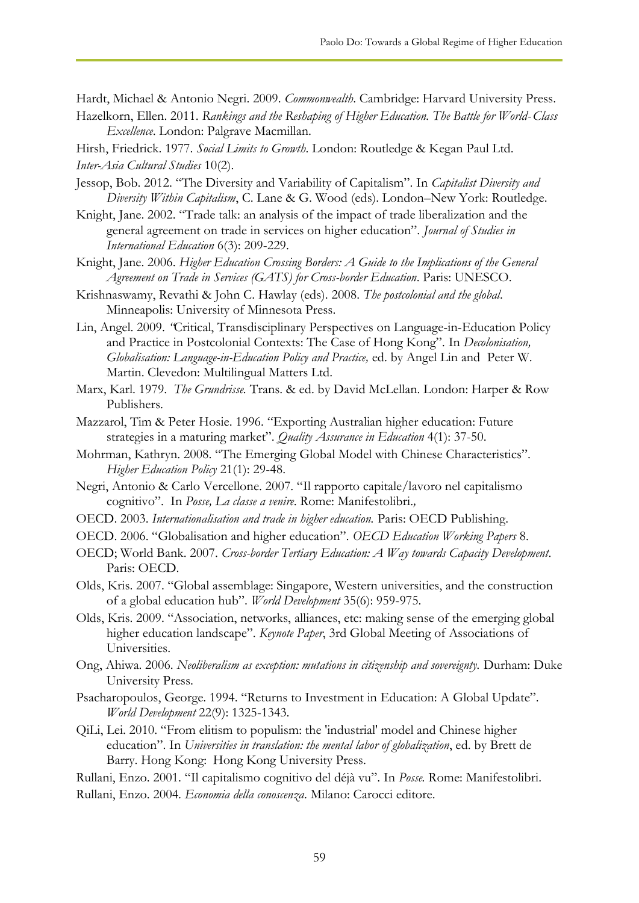Hardt, Michael & Antonio Negri. 2009. *Commonwealth*. Cambridge: Harvard University Press.

Hazelkorn, Ellen. 2011. *Rankings and the Reshaping of Higher Education. The Battle for World-Class Excellence*. London: Palgrave Macmillan.

Hirsh, Friedrick. 1977. *Social Limits to Growth*. London: Routledge & Kegan Paul Ltd.

*Inter-Asia Cultural Studies* 10(2).

Jessop, Bob. 2012. "The Diversity and Variability of Capitalism". In *Capitalist Diversity and Diversity Within Capitalism*, C. Lane & G. Wood (eds). London–New York: Routledge.

Knight, Jane. 2002. "Trade talk: an analysis of the impact of trade liberalization and the general agreement on trade in services on higher education". *Journal of Studies in International Education* 6(3): 209-229.

Knight, Jane. 2006. *Higher Education Crossing Borders: A Guide to the Implications of the General Agreement on Trade in Services (GATS) for Cross-border Education*. Paris: UNESCO.

Krishnaswamy, Revathi & John C. Hawlay (eds). 2008. *The postcolonial and the global*. Minneapolis: University of Minnesota Press.

Lin, Angel. 2009. "Critical, Transdisciplinary Perspectives on Language-in-Education Policy and Practice in Postcolonial Contexts: The Case of Hong Kong". In *Decolonisation, Globalisation: Language-in-Education Policy and Practice,* ed. by Angel Lin and Peter W. Martin. Clevedon: Multilingual Matters Ltd.

Marx, Karl. 1979. *The Grundrisse.* Trans. & ed. by David McLellan. London: Harper & Row Publishers.

Mazzarol, Tim & Peter Hosie. 1996. "Exporting Australian higher education: Future strategies in a maturing market". *Quality Assurance in Education* 4(1): 37-50.

Mohrman, Kathryn. 2008. "The Emerging Global Model with Chinese Characteristics". *Higher Education Policy* 21(1): 29-48.

Negri, Antonio & Carlo Vercellone. 2007. "Il rapporto capitale/lavoro nel capitalismo cognitivo". In *Posse, La classe a venire*. Rome: Manifestolibri.,

OECD. 2003. *Internationalisation and trade in higher education.* Paris: OECD Publishing.

OECD. 2006. "Globalisation and higher education". *OECD Education Working Papers* 8.

OECD; World Bank. 2007. *Cross-border Tertiary Education: A Way towards Capacity Development*. Paris: OECD.

Olds, Kris. 2007. "Global assemblage: Singapore, Western universities, and the construction of a global education hub". *World Development* 35(6): 959-975.

Olds, Kris. 2009. "Association, networks, alliances, etc: making sense of the emerging global higher education landscape". *Keynote Paper*, 3rd Global Meeting of Associations of Universities.

Ong, Ahiwa. 2006. *Neoliberalism as exception: mutations in citizenship and sovereignty.* Durham: Duke University Press.

Psacharopoulos, George. 1994. "Returns to Investment in Education: A Global Update". *World Development* 22(9): 1325-1343.

QiLi, Lei. 2010. "From elitism to populism: the 'industrial' model and Chinese higher education". In *Universities in translation: the mental labor of globalization*, ed. by Brett de Barry. Hong Kong: Hong Kong University Press.

Rullani, Enzo. 2001. "Il capitalismo cognitivo del déjà vu". In *Posse.* Rome: Manifestolibri.

Rullani, Enzo. 2004. *Economia della conoscenza*. Milano: Carocci editore.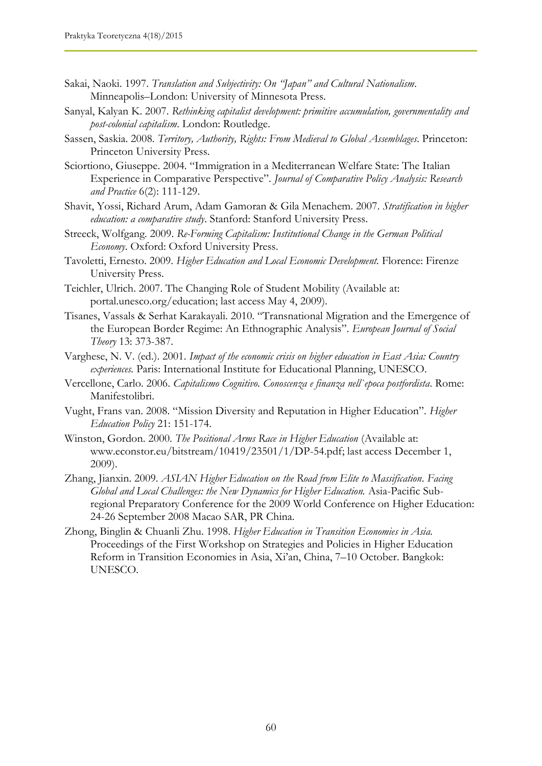Sakai, Naoki. 1997. *Translation and Subjectivity: On "Japan" and Cultural Nationalism*. Minneapolis–London: University of Minnesota Press.

Sanyal, Kalyan K. 2007. *Rethinking capitalist development: primitive accumulation, governmentality and post-colonial capitalism*. London: Routledge.

Sassen, Saskia. 2008. *Territory, Authority, Rights: From Medieval to Global Assemblages*. Princeton: Princeton University Press.

Sciortiono, Giuseppe. 2004. "Immigration in a Mediterranean Welfare State: The Italian Experience in Comparative Perspective". *Journal of Comparative Policy Analysis: Research and Practice* 6(2): 111-129.

Shavit, Yossi, Richard Arum, Adam Gamoran & Gila Menachem. 2007. *Stratification in higher education: a comparative study*. Stanford: Stanford University Press.

Streeck, Wolfgang. 2009. *Re-Forming Capitalism: Institutional Change in the German Political Economy*. Oxford: Oxford University Press.

Tavoletti, Ernesto. 2009. *Higher Education and Local Economic Development.* Florence: Firenze University Press.

Teichler, Ulrich. 2007. The Changing Role of Student Mobility (Available at: portal.unesco.org/education; last access May 4, 2009).

Tisanes, Vassals & Serhat Karakayali. 2010. "Transnational Migration and the Emergence of the European Border Regime: An Ethnographic Analysis". *European Journal of Social Theory* 13: 373-387.

Varghese, N. V. (ed.). 2001. *Impact of the economic crisis on higher education in East Asia: Country experiences.* Paris: International Institute for Educational Planning, UNESCO.

Vercellone, Carlo. 2006. *Capitalismo Cognitivo. Conoscenza e finanza nell`epoca postfordista*. Rome: Manifestolibri.

Vught, Frans van. 2008. "Mission Diversity and Reputation in Higher Education". *Higher Education Policy* 21: 151-174.

Winston, Gordon. 2000. *The Positional Arms Race in Higher Education* (Available at: www.econstor.eu/bitstream/10419/23501/1/DP-54.pdf; last access December 1, 2009).

Zhang, Jianxin. 2009. *ASIAN Higher Education on the Road from Elite to Massification*. *Facing Global and Local Challenges: the New Dynamics for Higher Education.* Asia-Pacific Sub-regional Preparatory Conference for the 2009 World Conference on Higher Education: 24-26 September 2008 Macao SAR, PR China.

Zhong, Binglin & Chuanli Zhu. 1998. *Higher Education in Transition Economies in Asia.* Proceedings of the First Workshop on Strategies and Policies in Higher Education Reform in Transition Economies in Asia, Xi'an, China, 7–10 October. Bangkok: UNESCO.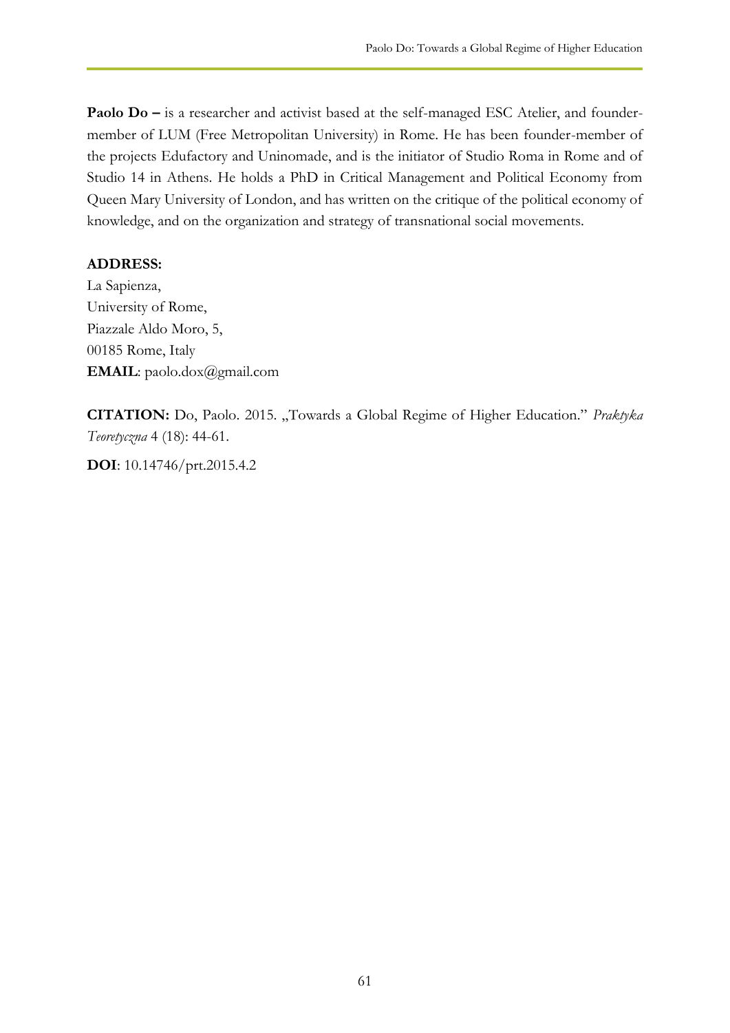**Paolo Do –** is a researcher and activist based at the self-managed ESC Atelier, and founder-member of LUM (Free Metropolitan University) in Rome. He has been founder-member of the projects Edufactory and Uninomade, and is the initiator of Studio Roma in Rome and of Studio 14 in Athens. He holds a PhD in Critical Management and Political Economy from Queen Mary University of London, and has written on the critique of the political economy of knowledge, and on the organization and strategy of transnational social movements.

**ADDRESS:**
La Sapienza,
University of Rome,
Piazzale Aldo Moro, 5,
00185 Rome, Italy
**EMAIL**: paolo.dox@gmail.com

**CITATION:** Do, Paolo. 2015. „Towards a Global Regime of Higher Education." *Praktyka Teoretyczna* 4 (18): 44-61.

**DOI**: 10.14746/prt.2015.4.2